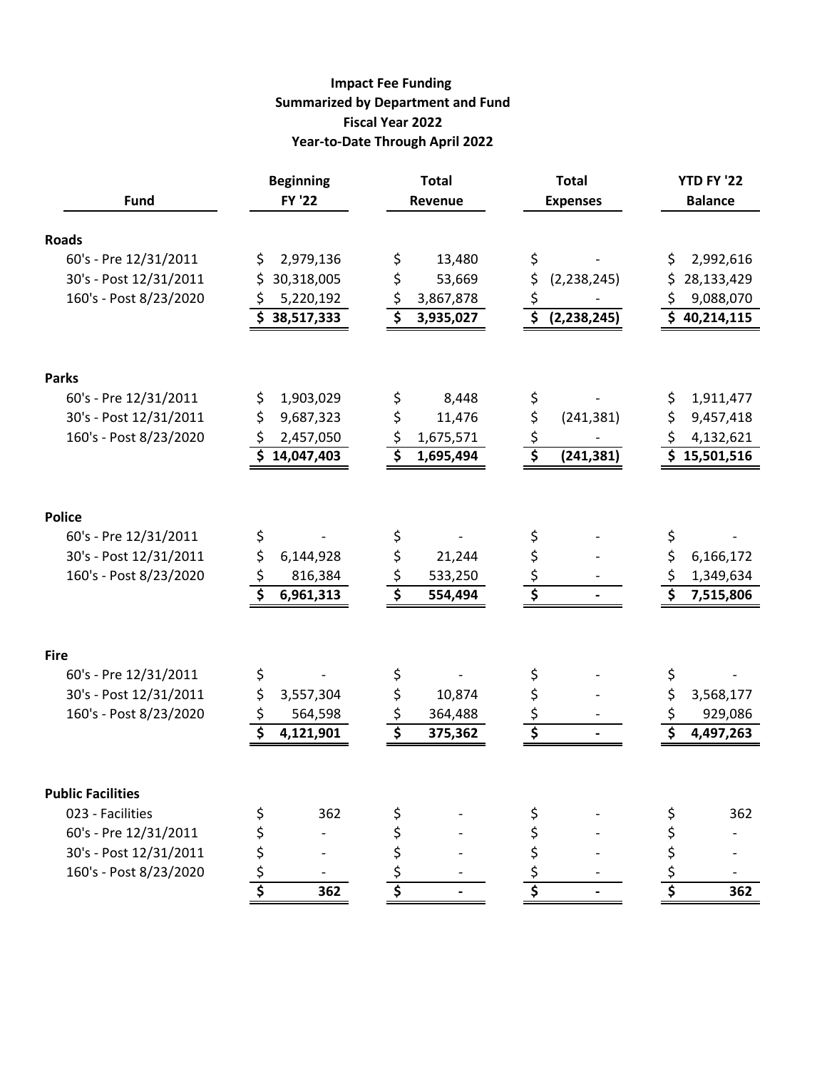# Impact Fee Funding
## Summarized by Department and Fund
## Fiscal Year 2022
## Year-to-Date Through April 2022

| Fund | Beginning FY '22 | Total Revenue | Total Expenses | YTD FY '22 Balance |
|---|---|---|---|---|
| **Roads** | | | | |
| 60's - Pre 12/31/2011 | $ 2,979,136 | $ 13,480 | $ - | $ 2,992,616 |
| 30's - Post 12/31/2011 | $ 30,318,005 | $ 53,669 | $ (2,238,245) | $ 28,133,429 |
| 160's - Post 8/23/2020 | $ 5,220,192 | $ 3,867,878 | $ - | $ 9,088,070 |
| | **$ 38,517,333** | **$ 3,935,027** | **$ (2,238,245)** | **$ 40,214,115** |
| **Parks** | | | | |
| 60's - Pre 12/31/2011 | $ 1,903,029 | $ 8,448 | $ - | $ 1,911,477 |
| 30's - Post 12/31/2011 | $ 9,687,323 | $ 11,476 | $ (241,381) | $ 9,457,418 |
| 160's - Post 8/23/2020 | $ 2,457,050 | $ 1,675,571 | $ - | $ 4,132,621 |
| | **$ 14,047,403** | **$ 1,695,494** | **$ (241,381)** | **$ 15,501,516** |
| **Police** | | | | |
| 60's - Pre 12/31/2011 | $ - | $ - | $ - | $ - |
| 30's - Post 12/31/2011 | $ 6,144,928 | $ 21,244 | $ - | $ 6,166,172 |
| 160's - Post 8/23/2020 | $ 816,384 | $ 533,250 | $ - | $ 1,349,634 |
| | **$ 6,961,313** | **$ 554,494** | **$ -** | **$ 7,515,806** |
| **Fire** | | | | |
| 60's - Pre 12/31/2011 | $ - | $ - | $ - | $ - |
| 30's - Post 12/31/2011 | $ 3,557,304 | $ 10,874 | $ - | $ 3,568,177 |
| 160's - Post 8/23/2020 | $ 564,598 | $ 364,488 | $ - | $ 929,086 |
| | **$ 4,121,901** | **$ 375,362** | **$ -** | **$ 4,497,263** |
| **Public Facilities** | | | | |
| 023 - Facilities | $ 362 | $ - | $ - | $ 362 |
| 60's - Pre 12/31/2011 | $ - | $ - | $ - | $ - |
| 30's - Post 12/31/2011 | $ - | $ - | $ - | $ - |
| 160's - Post 8/23/2020 | $ - | $ - | $ - | $ - |
| | **$ 362** | **$ -** | **$ -** | **$ 362** |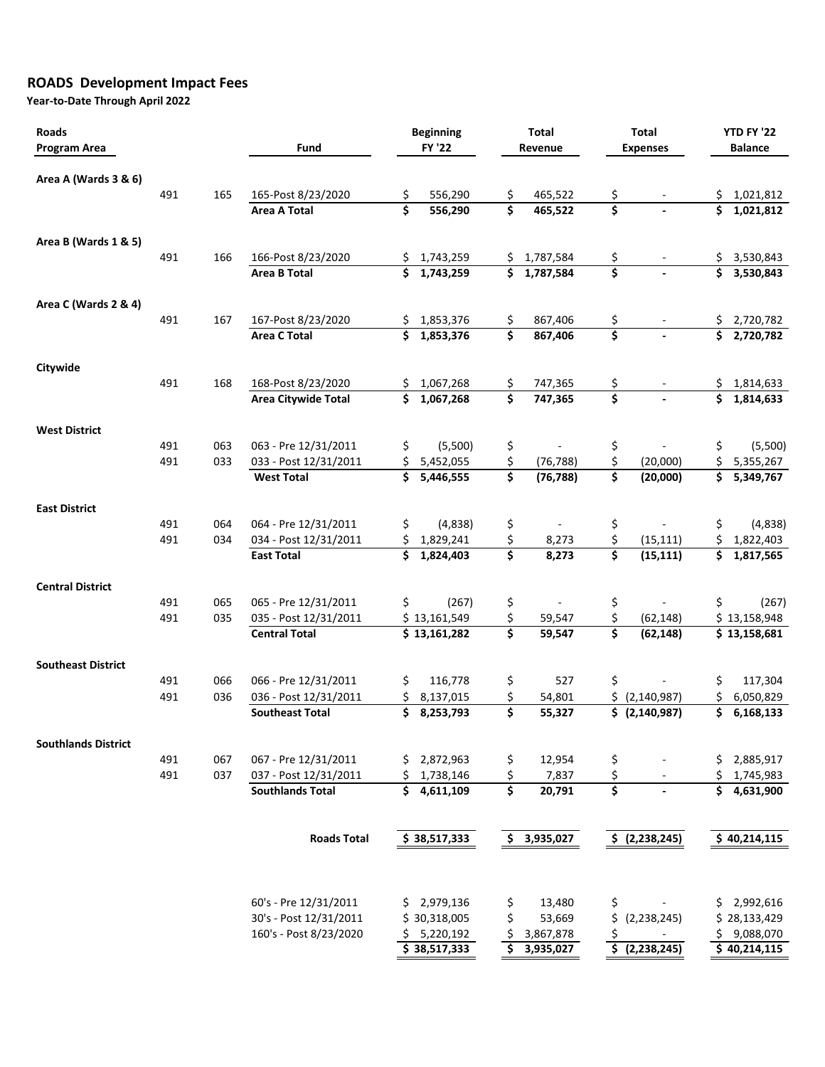## ROADS Development Impact Fees

**Year-to-Date Through April 2022**

| Roads Program Area | | | Fund | Beginning FY '22 | Total Revenue | Total Expenses | YTD FY '22 Balance |
|---|---|---|---|---|---|---|---|
| **Area A (Wards 3 & 6)** | | | | | | | |
| | 491 | 165 | 165-Post 8/23/2020 | $ 556,290 | $ 465,522 | $ - | $ 1,021,812 |
| | | | **Area A Total** | **$ 556,290** | **$ 465,522** | **$ -** | **$ 1,021,812** |
| **Area B (Wards 1 & 5)** | | | | | | | |
| | 491 | 166 | 166-Post 8/23/2020 | $ 1,743,259 | $ 1,787,584 | $ - | $ 3,530,843 |
| | | | **Area B Total** | **$ 1,743,259** | **$ 1,787,584** | **$ -** | **$ 3,530,843** |
| **Area C (Wards 2 & 4)** | | | | | | | |
| | 491 | 167 | 167-Post 8/23/2020 | $ 1,853,376 | $ 867,406 | $ - | $ 2,720,782 |
| | | | **Area C Total** | **$ 1,853,376** | **$ 867,406** | **$ -** | **$ 2,720,782** |
| **Citywide** | | | | | | | |
| | 491 | 168 | 168-Post 8/23/2020 | $ 1,067,268 | $ 747,365 | $ - | $ 1,814,633 |
| | | | **Area Citywide Total** | **$ 1,067,268** | **$ 747,365** | **$ -** | **$ 1,814,633** |
| **West District** | | | | | | | |
| | 491 | 063 | 063 - Pre 12/31/2011 | $ (5,500) | $ - | $ - | $ (5,500) |
| | 491 | 033 | 033 - Post 12/31/2011 | $ 5,452,055 | $ (76,788) | $ (20,000) | $ 5,355,267 |
| | | | **West Total** | **$ 5,446,555** | **$ (76,788)** | **$ (20,000)** | **$ 5,349,767** |
| **East District** | | | | | | | |
| | 491 | 064 | 064 - Pre 12/31/2011 | $ (4,838) | $ - | $ - | $ (4,838) |
| | 491 | 034 | 034 - Post 12/31/2011 | $ 1,829,241 | $ 8,273 | $ (15,111) | $ 1,822,403 |
| | | | **East Total** | **$ 1,824,403** | **$ 8,273** | **$ (15,111)** | **$ 1,817,565** |
| **Central District** | | | | | | | |
| | 491 | 065 | 065 - Pre 12/31/2011 | $ (267) | $ - | $ - | $ (267) |
| | 491 | 035 | 035 - Post 12/31/2011 | $ 13,161,549 | $ 59,547 | $ (62,148) | $ 13,158,948 |
| | | | **Central Total** | **$ 13,161,282** | **$ 59,547** | **$ (62,148)** | **$ 13,158,681** |
| **Southeast District** | | | | | | | |
| | 491 | 066 | 066 - Pre 12/31/2011 | $ 116,778 | $ 527 | $ - | $ 117,304 |
| | 491 | 036 | 036 - Post 12/31/2011 | $ 8,137,015 | $ 54,801 | $ (2,140,987) | $ 6,050,829 |
| | | | **Southeast Total** | **$ 8,253,793** | **$ 55,327** | **$ (2,140,987)** | **$ 6,168,133** |
| **Southlands District** | | | | | | | |
| | 491 | 067 | 067 - Pre 12/31/2011 | $ 2,872,963 | $ 12,954 | $ - | $ 2,885,917 |
| | 491 | 037 | 037 - Post 12/31/2011 | $ 1,738,146 | $ 7,837 | $ - | $ 1,745,983 |
| | | | **Southlands Total** | **$ 4,611,109** | **$ 20,791** | **$ -** | **$ 4,631,900** |
| | | | **Roads Total** | **$ 38,517,333** | **$ 3,935,027** | **$ (2,238,245)** | **$ 40,214,115** |

| | Beginning FY '22 | Total Revenue | Total Expenses | YTD FY '22 Balance |
|---|---|---|---|---|
| 60's - Pre 12/31/2011 | $ 2,979,136 | $ 13,480 | $ - | $ 2,992,616 |
| 30's - Post 12/31/2011 | $ 30,318,005 | $ 53,669 | $ (2,238,245) | $ 28,133,429 |
| 160's - Post 8/23/2020 | $ 5,220,192 | $ 3,867,878 | $ - | $ 9,088,070 |
| | $ 38,517,333 | $ 3,935,027 | $ (2,238,245) | $ 40,214,115 |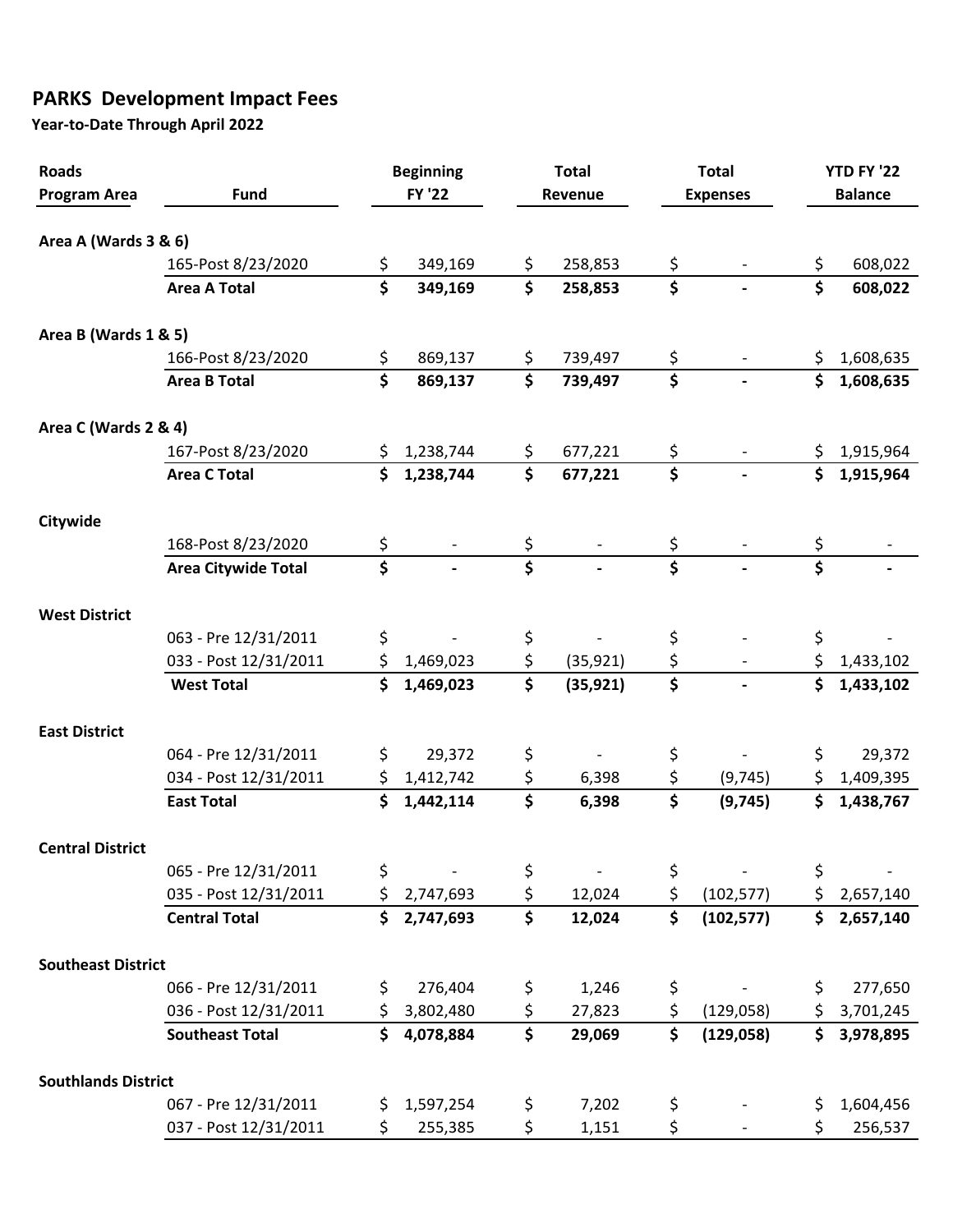## PARKS Development Impact Fees

**Year-to-Date Through April 2022**

| Roads Program Area | Fund | Beginning FY '22 | Total Revenue | Total Expenses | YTD FY '22 Balance |
|---|---|---|---|---|---|
| **Area A (Wards 3 & 6)** | | | | | |
| | 165-Post 8/23/2020 | $ 349,169 | $ 258,853 | $ - | $ 608,022 |
| | **Area A Total** | **$ 349,169** | **$ 258,853** | **$ -** | **$ 608,022** |
| **Area B (Wards 1 & 5)** | | | | | |
| | 166-Post 8/23/2020 | $ 869,137 | $ 739,497 | $ - | $ 1,608,635 |
| | **Area B Total** | **$ 869,137** | **$ 739,497** | **$ -** | **$ 1,608,635** |
| **Area C (Wards 2 & 4)** | | | | | |
| | 167-Post 8/23/2020 | $ 1,238,744 | $ 677,221 | $ - | $ 1,915,964 |
| | **Area C Total** | **$ 1,238,744** | **$ 677,221** | **$ -** | **$ 1,915,964** |
| **Citywide** | | | | | |
| | 168-Post 8/23/2020 | $ - | $ - | $ - | $ - |
| | **Area Citywide Total** | **$ -** | **$ -** | **$ -** | **$ -** |
| **West District** | | | | | |
| | 063 - Pre 12/31/2011 | $ - | $ - | $ - | $ - |
| | 033 - Post 12/31/2011 | $ 1,469,023 | $ (35,921) | $ - | $ 1,433,102 |
| | **West Total** | **$ 1,469,023** | **$ (35,921)** | **$ -** | **$ 1,433,102** |
| **East District** | | | | | |
| | 064 - Pre 12/31/2011 | $ 29,372 | $ - | $ - | $ 29,372 |
| | 034 - Post 12/31/2011 | $ 1,412,742 | $ 6,398 | $ (9,745) | $ 1,409,395 |
| | **East Total** | **$ 1,442,114** | **$ 6,398** | **$ (9,745)** | **$ 1,438,767** |
| **Central District** | | | | | |
| | 065 - Pre 12/31/2011 | $ - | $ - | $ - | $ - |
| | 035 - Post 12/31/2011 | $ 2,747,693 | $ 12,024 | $ (102,577) | $ 2,657,140 |
| | **Central Total** | **$ 2,747,693** | **$ 12,024** | **$ (102,577)** | **$ 2,657,140** |
| **Southeast District** | | | | | |
| | 066 - Pre 12/31/2011 | $ 276,404 | $ 1,246 | $ - | $ 277,650 |
| | 036 - Post 12/31/2011 | $ 3,802,480 | $ 27,823 | $ (129,058) | $ 3,701,245 |
| | **Southeast Total** | **$ 4,078,884** | **$ 29,069** | **$ (129,058)** | **$ 3,978,895** |
| **Southlands District** | | | | | |
| | 067 - Pre 12/31/2011 | $ 1,597,254 | $ 7,202 | $ - | $ 1,604,456 |
| | 037 - Post 12/31/2011 | $ 255,385 | $ 1,151 | $ - | $ 256,537 |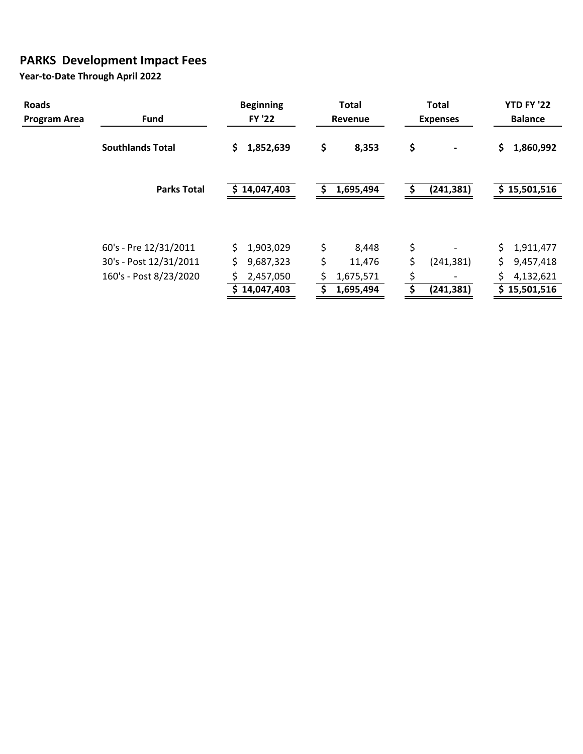## PARKS Development Impact Fees

**Year-to-Date Through April 2022**

| Roads Program Area | Fund | Beginning FY '22 | Total Revenue | Total Expenses | YTD FY '22 Balance |
|---|---|---|---|---|---|
| | **Southlands Total** | **$ 1,852,639** | **$ 8,353** | **$ -** | **$ 1,860,992** |
| | **Parks Total** | **$ 14,047,403** | **$ 1,695,494** | **$ (241,381)** | **$ 15,501,516** |
| | 60's - Pre 12/31/2011 | $ 1,903,029 | $ 8,448 | $ - | $ 1,911,477 |
| | 30's - Post 12/31/2011 | $ 9,687,323 | $ 11,476 | $ (241,381) | $ 9,457,418 |
| | 160's - Post 8/23/2020 | $ 2,457,050 | $ 1,675,571 | $ - | $ 4,132,621 |
| | | **$ 14,047,403** | **$ 1,695,494** | **$ (241,381)** | **$ 15,501,516** |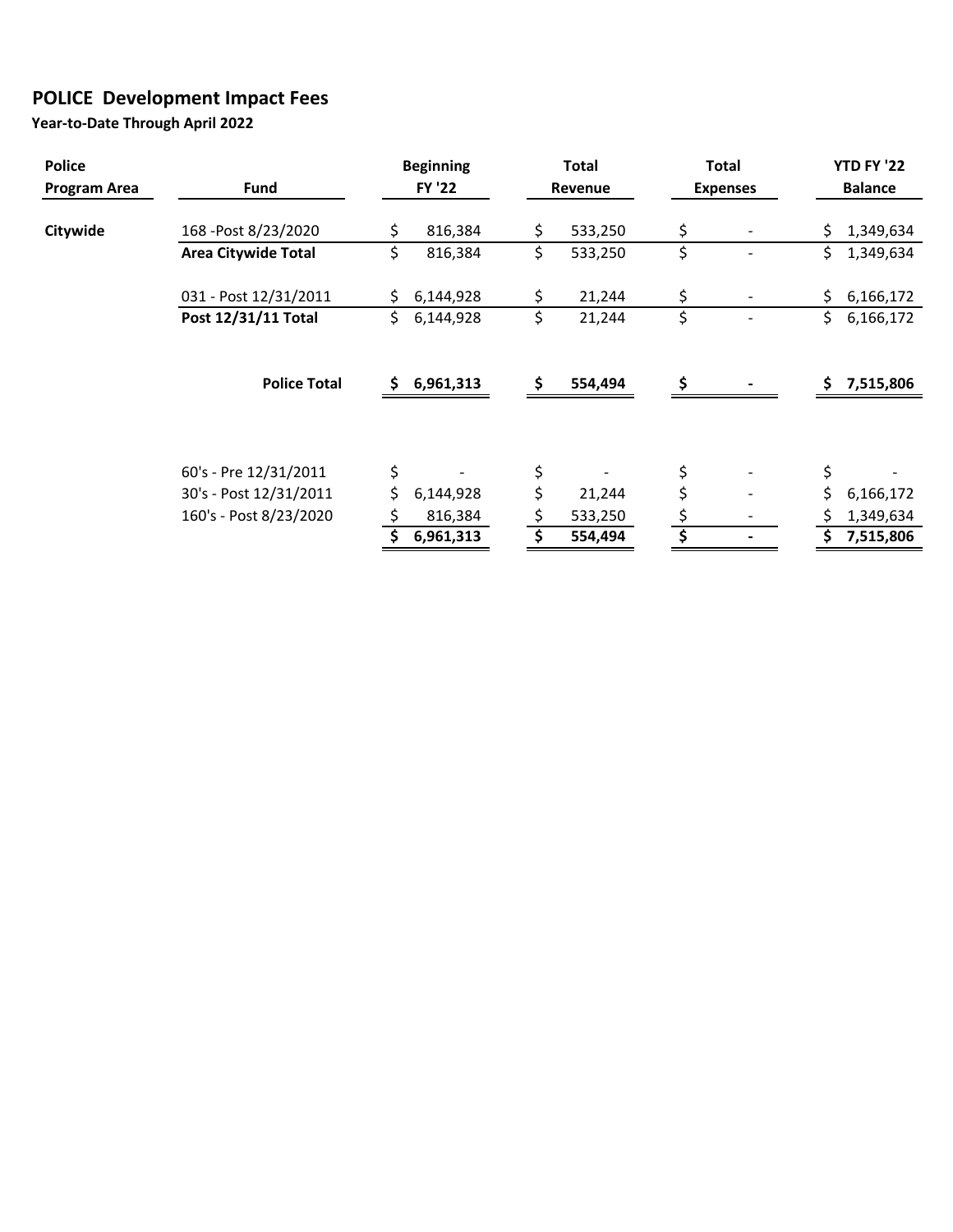# POLICE Development Impact Fees

**Year-to-Date Through April 2022**

| Police Program Area | Fund | Beginning FY '22 | Total Revenue | Total Expenses | YTD FY '22 Balance |
|---|---|---|---|---|---|
| **Citywide** | 168 -Post 8/23/2020 | $ 816,384 | $ 533,250 | $ - | $ 1,349,634 |
| | **Area Citywide Total** | $ 816,384 | $ 533,250 | $ - | $ 1,349,634 |
| | 031 - Post 12/31/2011 | $ 6,144,928 | $ 21,244 | $ - | $ 6,166,172 |
| | **Post 12/31/11 Total** | $ 6,144,928 | $ 21,244 | $ - | $ 6,166,172 |
| | **Police Total** | **$ 6,961,313** | **$ 554,494** | **$ -** | **$ 7,515,806** |

| Fund | Beginning FY '22 | Total Revenue | Total Expenses | YTD FY '22 Balance |
|---|---|---|---|---|
| 60's - Pre 12/31/2011 | $ - | $ - | $ - | $ - |
| 30's - Post 12/31/2011 | $ 6,144,928 | $ 21,244 | $ - | $ 6,166,172 |
| 160's - Post 8/23/2020 | $ 816,384 | $ 533,250 | $ - | $ 1,349,634 |
| | **$ 6,961,313** | **$ 554,494** | **$ -** | **$ 7,515,806** |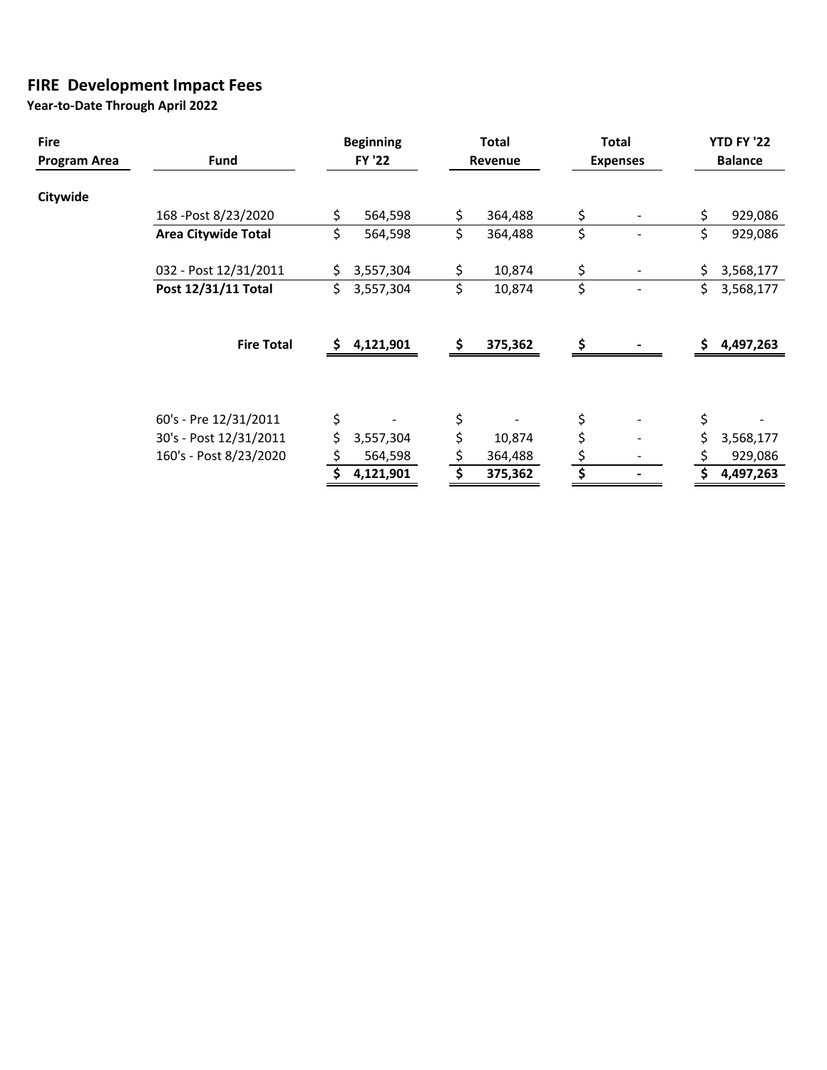# FIRE Development Impact Fees

**Year-to-Date Through April 2022**

| Fire Program Area | Fund | Beginning FY '22 | Total Revenue | Total Expenses | YTD FY '22 Balance |
|---|---|---|---|---|---|
| **Citywide** | | | | | |
| | 168 -Post 8/23/2020 | $ 564,598 | $ 364,488 | $ - | $ 929,086 |
| | **Area Citywide Total** | $ 564,598 | $ 364,488 | $ - | $ 929,086 |
| | 032 - Post 12/31/2011 | $ 3,557,304 | $ 10,874 | $ - | $ 3,568,177 |
| | **Post 12/31/11 Total** | $ 3,557,304 | $ 10,874 | $ - | $ 3,568,177 |
| | **Fire Total** | **$ 4,121,901** | **$ 375,362** | **$ -** | **$ 4,497,263** |
| | 60's - Pre 12/31/2011 | $ - | $ - | $ - | $ - |
| | 30's - Post 12/31/2011 | $ 3,557,304 | $ 10,874 | $ - | $ 3,568,177 |
| | 160's - Post 8/23/2020 | $ 564,598 | $ 364,488 | $ - | $ 929,086 |
| | | **$ 4,121,901** | **$ 375,362** | **$ -** | **$ 4,497,263** |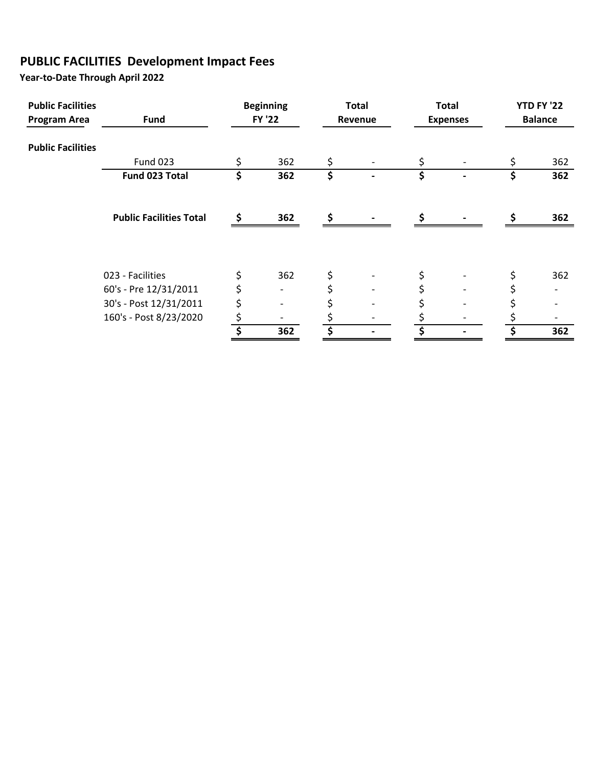# PUBLIC FACILITIES Development Impact Fees

**Year-to-Date Through April 2022**

| Public Facilities Program Area | Fund | Beginning FY '22 | Total Revenue | Total Expenses | YTD FY '22 Balance |
|---|---|---|---|---|---|
| **Public Facilities** | | | | | |
| | Fund 023 | $ 362 | $ - | $ - | $ 362 |
| | **Fund 023 Total** | **$ 362** | **$ -** | **$ -** | **$ 362** |
| | **Public Facilities Total** | **$ 362** | **$ -** | **$ -** | **$ 362** |
| | 023 - Facilities | $ 362 | $ - | $ - | $ 362 |
| | 60's - Pre 12/31/2011 | $ - | $ - | $ - | $ - |
| | 30's - Post 12/31/2011 | $ - | $ - | $ - | $ - |
| | 160's - Post 8/23/2020 | $ - | $ - | $ - | $ - |
| | | **$ 362** | **$ -** | **$ -** | **$ 362** |